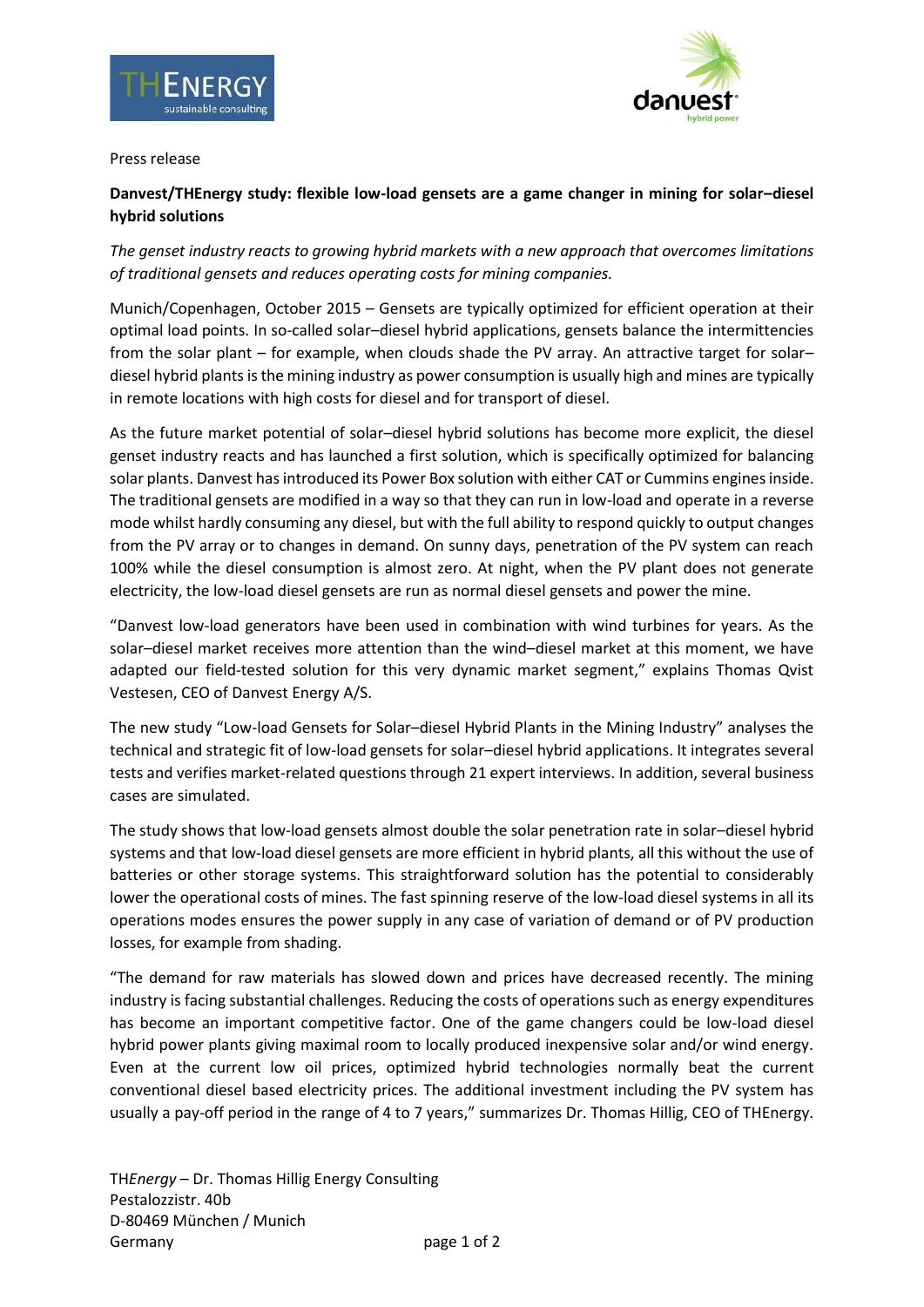Press release

**Danvest/THEnergy study: flexible low-load gensets are a game changer in mining for solar–diesel hybrid solutions**

*The genset industry reacts to growing hybrid markets with a new approach that overcomes limitations of traditional gensets and reduces operating costs for mining companies.*

Munich/Copenhagen, October 2015 – Gensets are typically optimized for efficient operation at their optimal load points. In so-called solar–diesel hybrid applications, gensets balance the intermittencies from the solar plant – for example, when clouds shade the PV array. An attractive target for solar–diesel hybrid plants is the mining industry as power consumption is usually high and mines are typically in remote locations with high costs for diesel and for transport of diesel.

As the future market potential of solar–diesel hybrid solutions has become more explicit, the diesel genset industry reacts and has launched a first solution, which is specifically optimized for balancing solar plants. Danvest has introduced its Power Box solution with either CAT or Cummins engines inside. The traditional gensets are modified in a way so that they can run in low-load and operate in a reverse mode whilst hardly consuming any diesel, but with the full ability to respond quickly to output changes from the PV array or to changes in demand. On sunny days, penetration of the PV system can reach 100% while the diesel consumption is almost zero. At night, when the PV plant does not generate electricity, the low-load diesel gensets are run as normal diesel gensets and power the mine.

"Danvest low-load generators have been used in combination with wind turbines for years. As the solar–diesel market receives more attention than the wind–diesel market at this moment, we have adapted our field-tested solution for this very dynamic market segment," explains Thomas Qvist Vestesen, CEO of Danvest Energy A/S.

The new study "Low-load Gensets for Solar–diesel Hybrid Plants in the Mining Industry" analyses the technical and strategic fit of low-load gensets for solar–diesel hybrid applications. It integrates several tests and verifies market-related questions through 21 expert interviews. In addition, several business cases are simulated.

The study shows that low-load gensets almost double the solar penetration rate in solar–diesel hybrid systems and that low-load diesel gensets are more efficient in hybrid plants, all this without the use of batteries or other storage systems. This straightforward solution has the potential to considerably lower the operational costs of mines. The fast spinning reserve of the low-load diesel systems in all its operations modes ensures the power supply in any case of variation of demand or of PV production losses, for example from shading.

"The demand for raw materials has slowed down and prices have decreased recently. The mining industry is facing substantial challenges. Reducing the costs of operations such as energy expenditures has become an important competitive factor. One of the game changers could be low-load diesel hybrid power plants giving maximal room to locally produced inexpensive solar and/or wind energy. Even at the current low oil prices, optimized hybrid technologies normally beat the current conventional diesel based electricity prices. The additional investment including the PV system has usually a pay-off period in the range of 4 to 7 years," summarizes Dr. Thomas Hillig, CEO of THEnergy.

TH*Energy* – Dr. Thomas Hillig Energy Consulting
Pestalozzistr. 40b
D-80469 München / Munich
Germany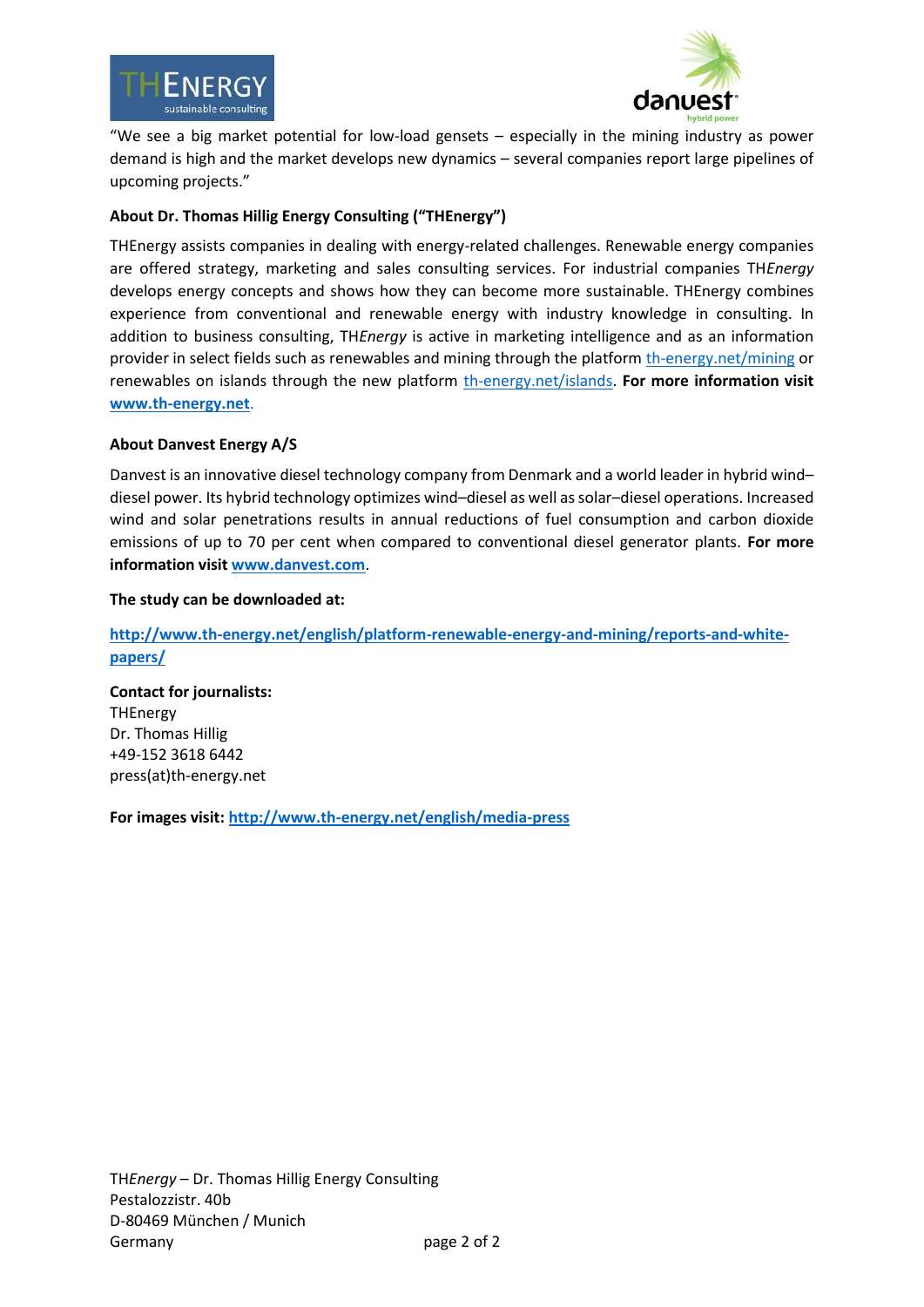"We see a big market potential for low-load gensets – especially in the mining industry as power demand is high and the market develops new dynamics – several companies report large pipelines of upcoming projects."

**About Dr. Thomas Hillig Energy Consulting ("THEnergy")**

THEnergy assists companies in dealing with energy-related challenges. Renewable energy companies are offered strategy, marketing and sales consulting services. For industrial companies TH*Energy* develops energy concepts and shows how they can become more sustainable. THEnergy combines experience from conventional and renewable energy with industry knowledge in consulting. In addition to business consulting, TH*Energy* is active in marketing intelligence and as an information provider in select fields such as renewables and mining through the platform th-energy.net/mining or renewables on islands through the new platform th-energy.net/islands. **For more information visit www.th-energy.net**.

**About Danvest Energy A/S**

Danvest is an innovative diesel technology company from Denmark and a world leader in hybrid wind–diesel power. Its hybrid technology optimizes wind–diesel as well as solar–diesel operations. Increased wind and solar penetrations results in annual reductions of fuel consumption and carbon dioxide emissions of up to 70 per cent when compared to conventional diesel generator plants. **For more information visit www.danvest.com**.

**The study can be downloaded at:**

**http://www.th-energy.net/english/platform-renewable-energy-and-mining/reports-and-white-papers/**

**Contact for journalists:**
THEnergy
Dr. Thomas Hillig
+49-152 3618 6442
press(at)th-energy.net

**For images visit: http://www.th-energy.net/english/media-press**

TH*Energy* – Dr. Thomas Hillig Energy Consulting
Pestalozzistr. 40b
D-80469 München / Munich
Germany